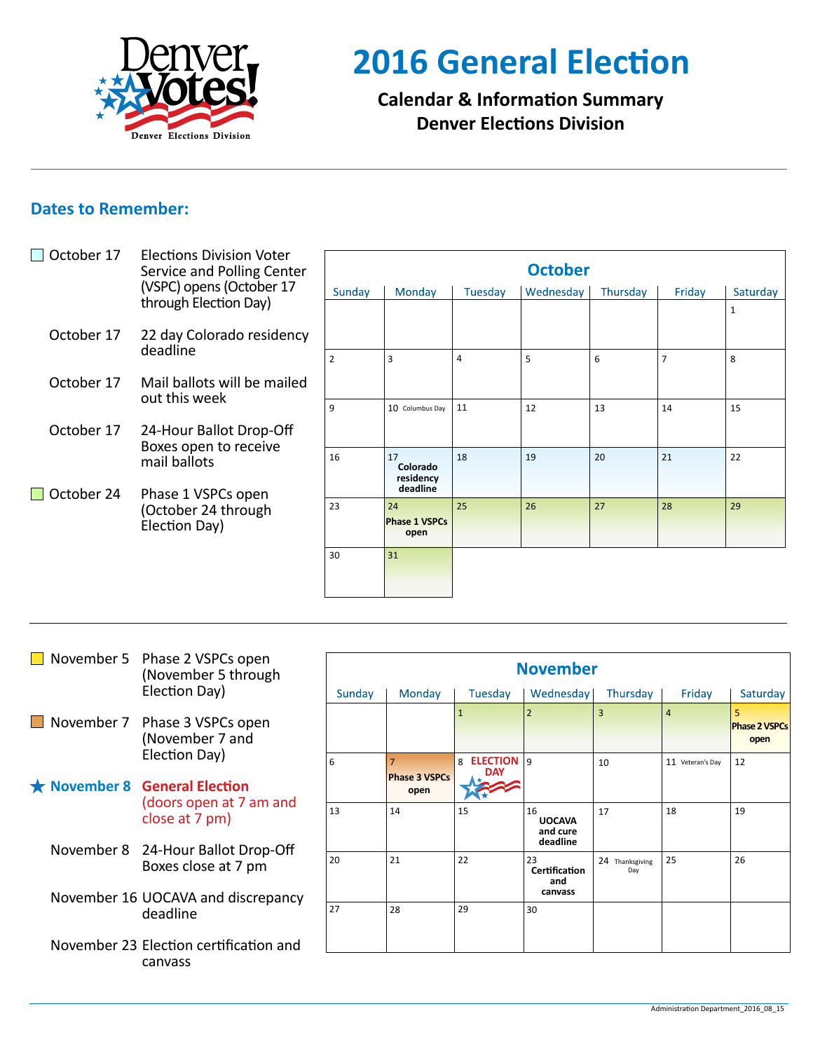# 2016 General Election

**Calendar & Information Summary**
**Denver Elections Division**

## Dates to Remember:

- **October 17** — Elections Division Voter Service and Polling Center (VSPC) opens (October 17 through Election Day)
- **October 17** — 22 day Colorado residency deadline
- **October 17** — Mail ballots will be mailed out this week
- **October 17** — 24-Hour Ballot Drop-Off Boxes open to receive mail ballots
- **October 24** — Phase 1 VSPCs open (October 24 through Election Day)

### October

| Sunday | Monday | Tuesday | Wednesday | Thursday | Friday | Saturday |
|---|---|---|---|---|---|---|
| | | | | | | 1 |
| 2 | 3 | 4 | 5 | 6 | 7 | 8 |
| 9 | 10 Columbus Day | 11 | 12 | 13 | 14 | 15 |
| 16 | 17 **Colorado residency deadline** | 18 | 19 | 20 | 21 | 22 |
| 23 | 24 **Phase 1 VSPCs open** | 25 | 26 | 27 | 28 | 29 |
| 30 | 31 | | | | | |

- **November 5** — Phase 2 VSPCs open (November 5 through Election Day)
- **November 7** — Phase 3 VSPCs open (November 7 and Election Day)
- **November 8** — **General Election** (doors open at 7 am and close at 7 pm)
- **November 8** — 24-Hour Ballot Drop-Off Boxes close at 7 pm
- **November 16** — UOCAVA and discrepancy deadline
- **November 23** — Election certification and canvass

### November

| Sunday | Monday | Tuesday | Wednesday | Thursday | Friday | Saturday |
|---|---|---|---|---|---|---|
| | | 1 | 2 | 3 | 4 | 5 **Phase 2 VSPCs open** |
| 6 | 7 **Phase 3 VSPCs open** | 8 **ELECTION DAY** | 9 | 10 | 11 Veteran's Day | 12 |
| 13 | 14 | 15 | 16 **UOCAVA and cure deadline** | 17 | 18 | 19 |
| 20 | 21 | 22 | 23 **Certification and canvass** | 24 Thanksgiving Day | 25 | 26 |
| 27 | 28 | 29 | 30 | | | |

Administration Department_2016_08_15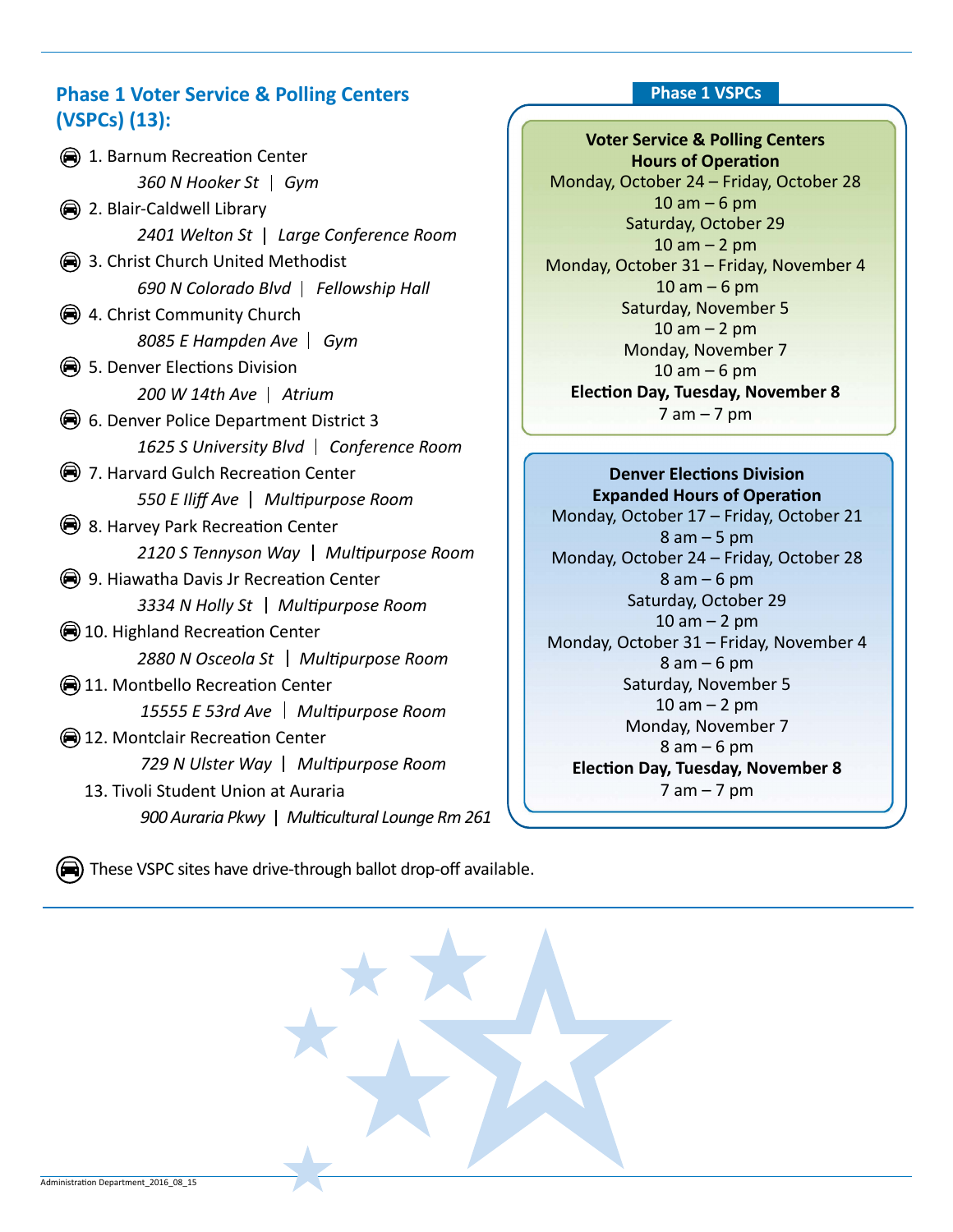## Phase 1 Voter Service & Polling Centers (VSPCs) (13):

1. Barnum Recreation Center
   *360 N Hooker St | Gym*
2. Blair-Caldwell Library
   *2401 Welton St | Large Conference Room*
3. Christ Church United Methodist
   *690 N Colorado Blvd | Fellowship Hall*
4. Christ Community Church
   *8085 E Hampden Ave | Gym*
5. Denver Elections Division
   *200 W 14th Ave | Atrium*
6. Denver Police Department District 3
   *1625 S University Blvd | Conference Room*
7. Harvard Gulch Recreation Center
   *550 E Iliff Ave | Multipurpose Room*
8. Harvey Park Recreation Center
   *2120 S Tennyson Way | Multipurpose Room*
9. Hiawatha Davis Jr Recreation Center
   *3334 N Holly St | Multipurpose Room*
10. Highland Recreation Center
    *2880 N Osceola St | Multipurpose Room*
11. Montbello Recreation Center
    *15555 E 53rd Ave | Multipurpose Room*
12. Montclair Recreation Center
    *729 N Ulster Way | Multipurpose Room*
13. Tivoli Student Union at Auraria
    *900 Auraria Pkwy | Multicultural Lounge Rm 261*

(Sites 1–12 are marked with the drive-through icon.) These VSPC sites have drive-through ballot drop-off available.

### Phase 1 VSPCs

**Voter Service & Polling Centers Hours of Operation**

Monday, October 24 – Friday, October 28
10 am – 6 pm
Saturday, October 29
10 am – 2 pm
Monday, October 31 – Friday, November 4
10 am – 6 pm
Saturday, November 5
10 am – 2 pm
Monday, November 7
10 am – 6 pm
**Election Day, Tuesday, November 8**
7 am – 7 pm

**Denver Elections Division Expanded Hours of Operation**

Monday, October 17 – Friday, October 21
8 am – 5 pm
Monday, October 24 – Friday, October 28
8 am – 6 pm
Saturday, October 29
10 am – 2 pm
Monday, October 31 – Friday, November 4
8 am – 6 pm
Saturday, November 5
10 am – 2 pm
Monday, November 7
8 am – 6 pm
**Election Day, Tuesday, November 8**
7 am – 7 pm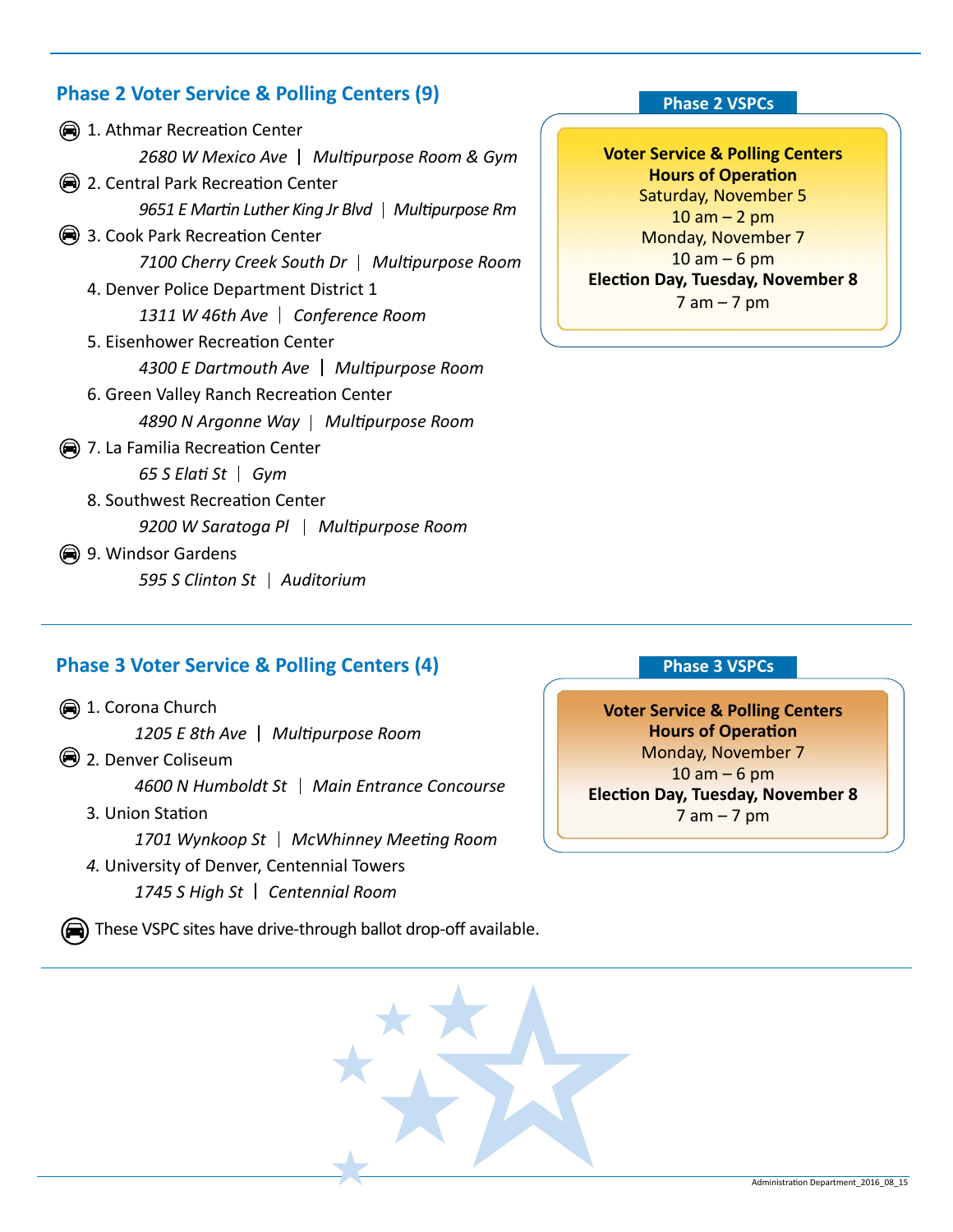## Phase 2 Voter Service & Polling Centers (9)

1. 🚗 Athmar Recreation Center
   *2680 W Mexico Ave | Multipurpose Room & Gym*
2. 🚗 Central Park Recreation Center
   *9651 E Martin Luther King Jr Blvd | Multipurpose Rm*
3. 🚗 Cook Park Recreation Center
   *7100 Cherry Creek South Dr | Multipurpose Room*
4. Denver Police Department District 1
   *1311 W 46th Ave | Conference Room*
5. Eisenhower Recreation Center
   *4300 E Dartmouth Ave | Multipurpose Room*
6. Green Valley Ranch Recreation Center
   *4890 N Argonne Way | Multipurpose Room*
7. 🚗 La Familia Recreation Center
   *65 S Elati St | Gym*
8. Southwest Recreation Center
   *9200 W Saratoga Pl | Multipurpose Room*
9. 🚗 Windsor Gardens
   *595 S Clinton St | Auditorium*

**Phase 2 VSPCs**

**Voter Service & Polling Centers**
**Hours of Operation**
Saturday, November 5
10 am – 2 pm
Monday, November 7
10 am – 6 pm
**Election Day, Tuesday, November 8**
7 am – 7 pm

## Phase 3 Voter Service & Polling Centers (4)

1. 🚗 Corona Church
   *1205 E 8th Ave | Multipurpose Room*
2. 🚗 Denver Coliseum
   *4600 N Humboldt St | Main Entrance Concourse*
3. Union Station
   *1701 Wynkoop St | McWhinney Meeting Room*
4. University of Denver, Centennial Towers
   *1745 S High St | Centennial Room*

🚗 These VSPC sites have drive-through ballot drop-off available.

**Phase 3 VSPCs**

**Voter Service & Polling Centers**
**Hours of Operation**
Monday, November 7
10 am – 6 pm
**Election Day, Tuesday, November 8**
7 am – 7 pm

Administration Department_2016_08_15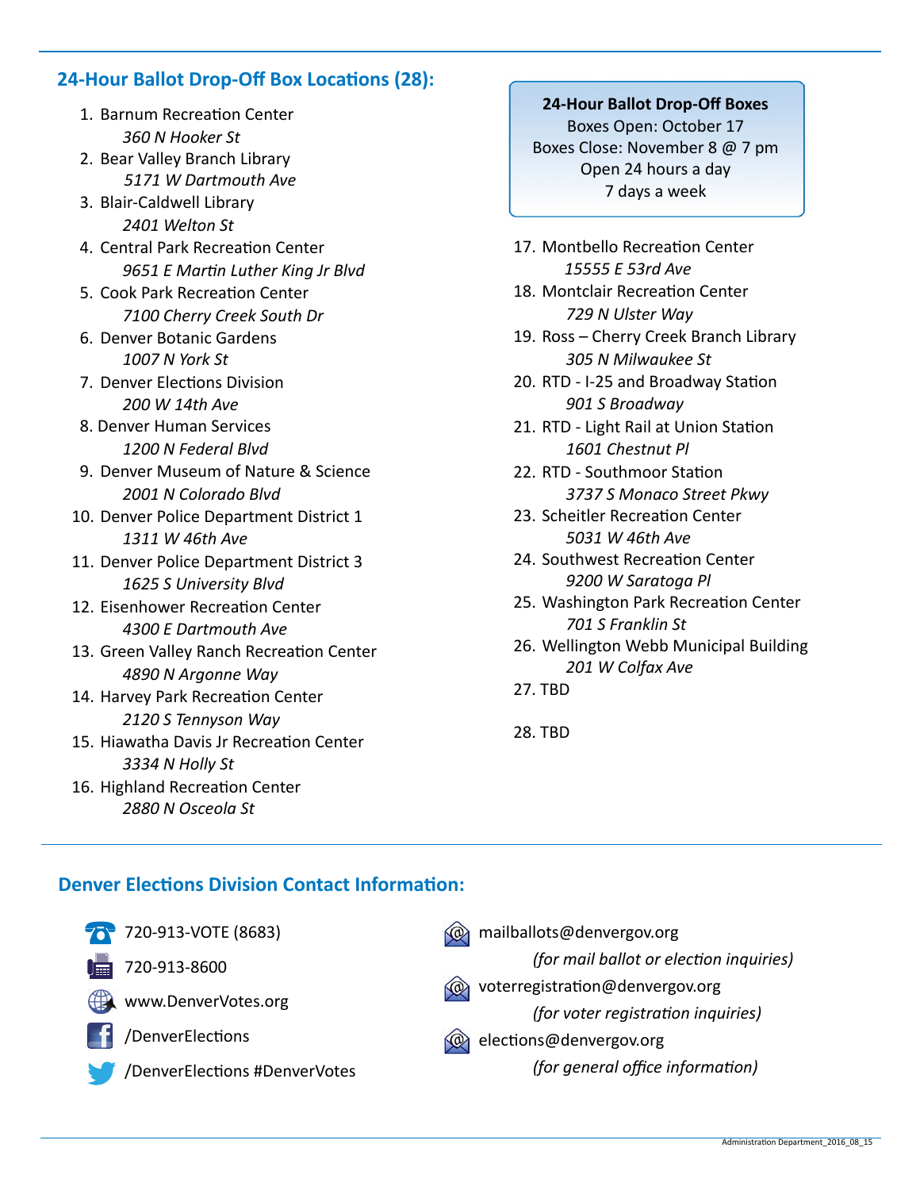## 24-Hour Ballot Drop-Off Box Locations (28):

**24-Hour Ballot Drop-Off Boxes**
Boxes Open: October 17
Boxes Close: November 8 @ 7 pm
Open 24 hours a day
7 days a week

1. Barnum Recreation Center
   *360 N Hooker St*
2. Bear Valley Branch Library
   *5171 W Dartmouth Ave*
3. Blair-Caldwell Library
   *2401 Welton St*
4. Central Park Recreation Center
   *9651 E Martin Luther King Jr Blvd*
5. Cook Park Recreation Center
   *7100 Cherry Creek South Dr*
6. Denver Botanic Gardens
   *1007 N York St*
7. Denver Elections Division
   *200 W 14th Ave*
8. Denver Human Services
   *1200 N Federal Blvd*
9. Denver Museum of Nature & Science
   *2001 N Colorado Blvd*
10. Denver Police Department District 1
    *1311 W 46th Ave*
11. Denver Police Department District 3
    *1625 S University Blvd*
12. Eisenhower Recreation Center
    *4300 E Dartmouth Ave*
13. Green Valley Ranch Recreation Center
    *4890 N Argonne Way*
14. Harvey Park Recreation Center
    *2120 S Tennyson Way*
15. Hiawatha Davis Jr Recreation Center
    *3334 N Holly St*
16. Highland Recreation Center
    *2880 N Osceola St*
17. Montbello Recreation Center
    *15555 E 53rd Ave*
18. Montclair Recreation Center
    *729 N Ulster Way*
19. Ross – Cherry Creek Branch Library
    *305 N Milwaukee St*
20. RTD - I-25 and Broadway Station
    *901 S Broadway*
21. RTD - Light Rail at Union Station
    *1601 Chestnut Pl*
22. RTD - Southmoor Station
    *3737 S Monaco Street Pkwy*
23. Scheitler Recreation Center
    *5031 W 46th Ave*
24. Southwest Recreation Center
    *9200 W Saratoga Pl*
25. Washington Park Recreation Center
    *701 S Franklin St*
26. Wellington Webb Municipal Building
    *201 W Colfax Ave*
27. TBD
28. TBD

## Denver Elections Division Contact Information:

720-913-VOTE (8683)

720-913-8600

www.DenverVotes.org

/DenverElections

/DenverElections #DenverVotes

mailballots@denvergov.org
*(for mail ballot or election inquiries)*

voterregistration@denvergov.org
*(for voter registration inquiries)*

elections@denvergov.org
*(for general office information)*

Administration Department_2016_08_15